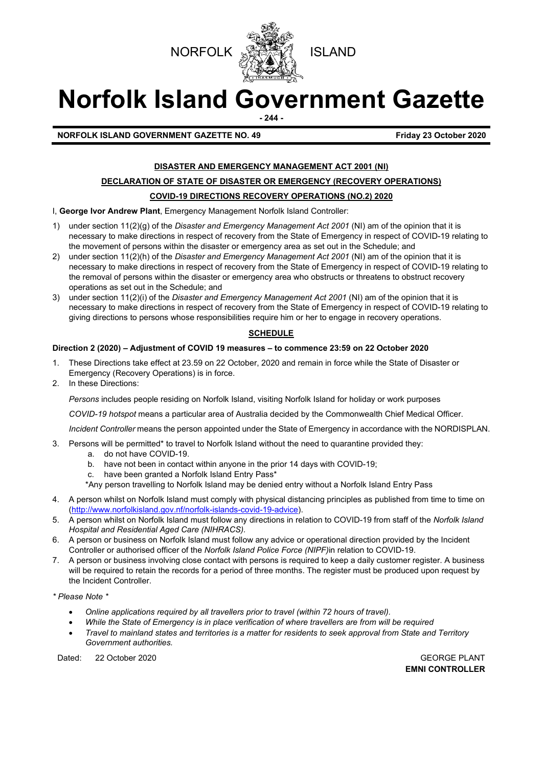NORFOLK ISLAND

# Norfolk Island Government Gazette

**NORFOLK ISLAND GOVERNMENT GAZETTE NO. 49** **Friday 23 October 2020**

## DISASTER AND EMERGENCY MANAGEMENT ACT 2001 (NI)

## DECLARATION OF STATE OF DISASTER OR EMERGENCY (RECOVERY OPERATIONS)

## COVID-19 DIRECTIONS RECOVERY OPERATIONS (NO.2) 2020

I, **George Ivor Andrew Plant**, Emergency Management Norfolk Island Controller:

1) under section 11(2)(g) of the *Disaster and Emergency Management Act 2001* (NI) am of the opinion that it is necessary to make directions in respect of recovery from the State of Emergency in respect of COVID-19 relating to the movement of persons within the disaster or emergency area as set out in the Schedule; and
2) under section 11(2)(h) of the *Disaster and Emergency Management Act 2001* (NI) am of the opinion that it is necessary to make directions in respect of recovery from the State of Emergency in respect of COVID-19 relating to the removal of persons within the disaster or emergency area who obstructs or threatens to obstruct recovery operations as set out in the Schedule; and
3) under section 11(2)(i) of the *Disaster and Emergency Management Act 2001* (NI) am of the opinion that it is necessary to make directions in respect of recovery from the State of Emergency in respect of COVID-19 relating to giving directions to persons whose responsibilities require him or her to engage in recovery operations.

## SCHEDULE

**Direction 2 (2020) – Adjustment of COVID 19 measures – to commence 23:59 on 22 October 2020**

1. These Directions take effect at 23.59 on 22 October, 2020 and remain in force while the State of Disaster or Emergency (Recovery Operations) is in force.
2. In these Directions:

   *Persons* includes people residing on Norfolk Island, visiting Norfolk Island for holiday or work purposes

   *COVID-19 hotspot* means a particular area of Australia decided by the Commonwealth Chief Medical Officer.

   *Incident Controller* means the person appointed under the State of Emergency in accordance with the NORDISPLAN.

3. Persons will be permitted* to travel to Norfolk Island without the need to quarantine provided they:
   a. do not have COVID-19.
   b. have not been in contact within anyone in the prior 14 days with COVID-19;
   c. have been granted a Norfolk Island Entry Pass*

   *Any person travelling to Norfolk Island may be denied entry without a Norfolk Island Entry Pass

4. A person whilst on Norfolk Island must comply with physical distancing principles as published from time to time on (http://www.norfolkisland.gov.nf/norfolk-islands-covid-19-advice).
5. A person whilst on Norfolk Island must follow any directions in relation to COVID-19 from staff of the *Norfolk Island Hospital and Residential Aged Care (NIHRACS).*
6. A person or business on Norfolk Island must follow any advice or operational direction provided by the Incident Controller or authorised officer of the *Norfolk Island Police Force (NIPF)*in relation to COVID-19.
7. A person or business involving close contact with persons is required to keep a daily customer register. A business will be required to retain the records for a period of three months. The register must be produced upon request by the Incident Controller.

*\* Please Note \**

- *Online applications required by all travellers prior to travel (within 72 hours of travel).*
- *While the State of Emergency is in place verification of where travellers are from will be required*
- *Travel to mainland states and territories is a matter for residents to seek approval from State and Territory Government authorities.*

Dated: 22 October 2020

GEORGE PLANT
**EMNI CONTROLLER**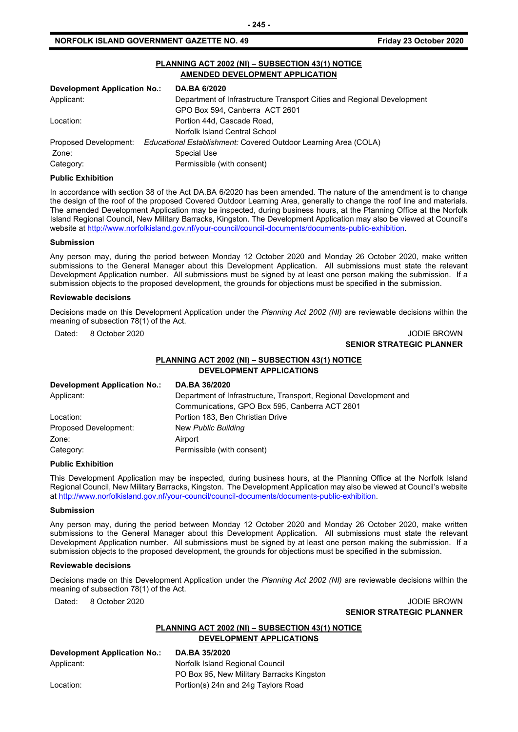## PLANNING ACT 2002 (NI) – SUBSECTION 43(1) NOTICE
## AMENDED DEVELOPMENT APPLICATION

| | |
|---|---|
| **Development Application No.:** | **DA.BA 6/2020** |
| Applicant: | Department of Infrastructure Transport Cities and Regional Development GPO Box 594, Canberra ACT 2601 |
| Location: | Portion 44d, Cascade Road, Norfolk Island Central School |
| Proposed Development: | *Educational Establishment:* Covered Outdoor Learning Area (COLA) |
| Zone: | Special Use |
| Category: | Permissible (with consent) |

**Public Exhibition**

In accordance with section 38 of the Act DA.BA 6/2020 has been amended. The nature of the amendment is to change the design of the roof of the proposed Covered Outdoor Learning Area, generally to change the roof line and materials. The amended Development Application may be inspected, during business hours, at the Planning Office at the Norfolk Island Regional Council, New Military Barracks, Kingston. The Development Application may also be viewed at Council's website at http://www.norfolkisland.gov.nf/your-council/council-documents/documents-public-exhibition.

**Submission**

Any person may, during the period between Monday 12 October 2020 and Monday 26 October 2020, make written submissions to the General Manager about this Development Application. All submissions must state the relevant Development Application number. All submissions must be signed by at least one person making the submission. If a submission objects to the proposed development, the grounds for objections must be specified in the submission.

**Reviewable decisions**

Decisions made on this Development Application under the *Planning Act 2002 (NI)* are reviewable decisions within the meaning of subsection 78(1) of the Act.

Dated: 8 October 2020

JODIE BROWN
**SENIOR STRATEGIC PLANNER**

## PLANNING ACT 2002 (NI) – SUBSECTION 43(1) NOTICE
## DEVELOPMENT APPLICATIONS

| | |
|---|---|
| **Development Application No.:** | **DA.BA 36/2020** |
| Applicant: | Department of Infrastructure, Transport, Regional Development and Communications, GPO Box 595, Canberra ACT 2601 |
| Location: | Portion 183, Ben Christian Drive |
| Proposed Development: | New *Public Building* |
| Zone: | Airport |
| Category: | Permissible (with consent) |

**Public Exhibition**

This Development Application may be inspected, during business hours, at the Planning Office at the Norfolk Island Regional Council, New Military Barracks, Kingston. The Development Application may also be viewed at Council's website at http://www.norfolkisland.gov.nf/your-council/council-documents/documents-public-exhibition.

**Submission**

Any person may, during the period between Monday 12 October 2020 and Monday 26 October 2020, make written submissions to the General Manager about this Development Application. All submissions must state the relevant Development Application number. All submissions must be signed by at least one person making the submission. If a submission objects to the proposed development, the grounds for objections must be specified in the submission.

**Reviewable decisions**

Decisions made on this Development Application under the *Planning Act 2002 (NI)* are reviewable decisions within the meaning of subsection 78(1) of the Act.

Dated: 8 October 2020

JODIE BROWN
**SENIOR STRATEGIC PLANNER**

## PLANNING ACT 2002 (NI) – SUBSECTION 43(1) NOTICE
## DEVELOPMENT APPLICATIONS

| | |
|---|---|
| **Development Application No.:** | **DA.BA 35/2020** |
| Applicant: | Norfolk Island Regional Council PO Box 95, New Military Barracks Kingston |
| Location: | Portion(s) 24n and 24g Taylors Road |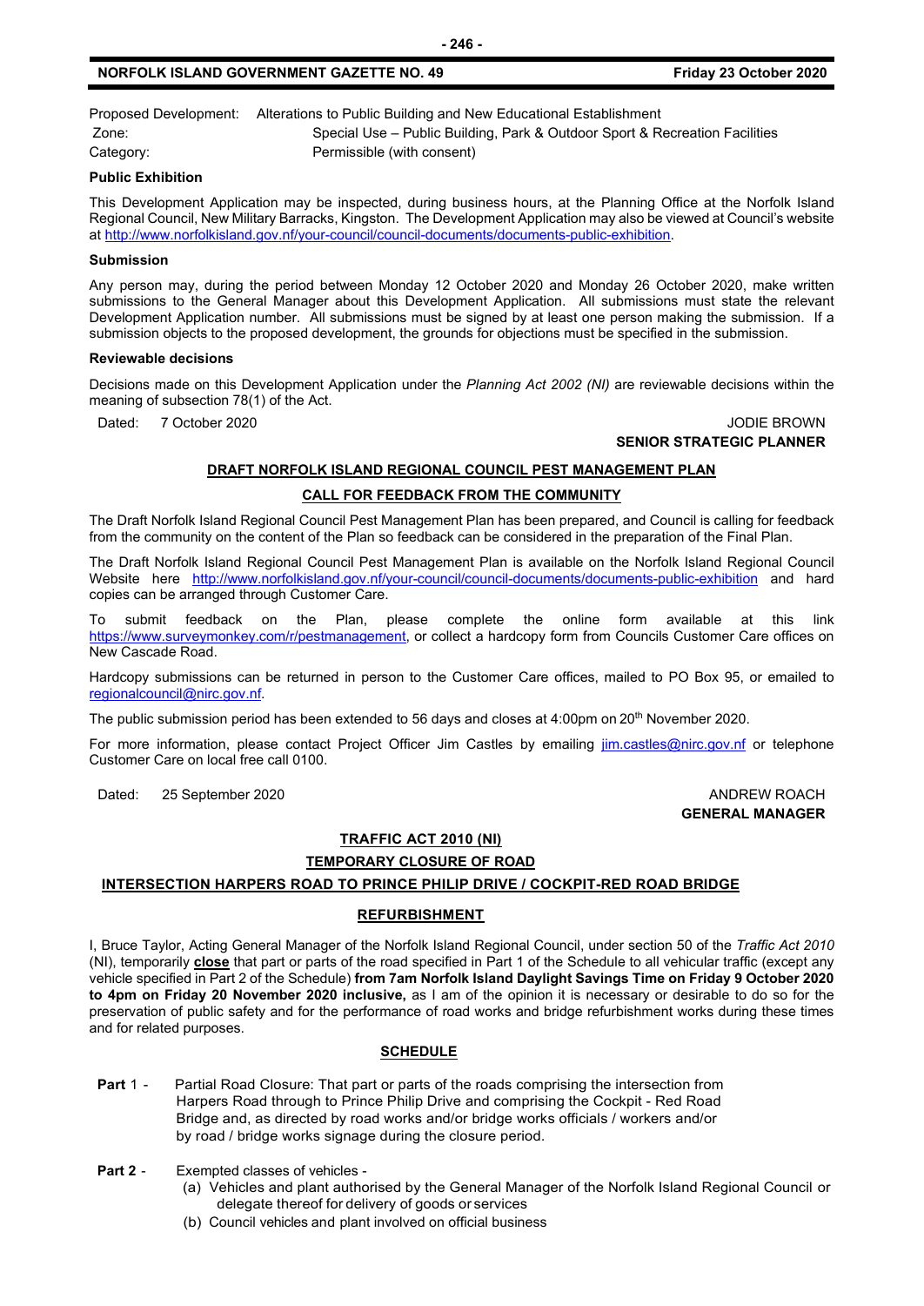Proposed Development: Alterations to Public Building and New Educational Establishment
Zone: Special Use – Public Building, Park & Outdoor Sport & Recreation Facilities
Category: Permissible (with consent)

**Public Exhibition**

This Development Application may be inspected, during business hours, at the Planning Office at the Norfolk Island Regional Council, New Military Barracks, Kingston. The Development Application may also be viewed at Council's website at http://www.norfolkisland.gov.nf/your-council/council-documents/documents-public-exhibition.

**Submission**

Any person may, during the period between Monday 12 October 2020 and Monday 26 October 2020, make written submissions to the General Manager about this Development Application. All submissions must state the relevant Development Application number. All submissions must be signed by at least one person making the submission. If a submission objects to the proposed development, the grounds for objections must be specified in the submission.

**Reviewable decisions**

Decisions made on this Development Application under the *Planning Act 2002 (NI)* are reviewable decisions within the meaning of subsection 78(1) of the Act.

Dated: 7 October 2020

JODIE BROWN
**SENIOR STRATEGIC PLANNER**

## DRAFT NORFOLK ISLAND REGIONAL COUNCIL PEST MANAGEMENT PLAN

### CALL FOR FEEDBACK FROM THE COMMUNITY

The Draft Norfolk Island Regional Council Pest Management Plan has been prepared, and Council is calling for feedback from the community on the content of the Plan so feedback can be considered in the preparation of the Final Plan.

The Draft Norfolk Island Regional Council Pest Management Plan is available on the Norfolk Island Regional Council Website here http://www.norfolkisland.gov.nf/your-council/council-documents/documents-public-exhibition and hard copies can be arranged through Customer Care.

To submit feedback on the Plan, please complete the online form available at this link https://www.surveymonkey.com/r/pestmanagement, or collect a hardcopy form from Councils Customer Care offices on New Cascade Road.

Hardcopy submissions can be returned in person to the Customer Care offices, mailed to PO Box 95, or emailed to regionalcouncil@nirc.gov.nf.

The public submission period has been extended to 56 days and closes at 4:00pm on 20th November 2020.

For more information, please contact Project Officer Jim Castles by emailing jim.castles@nirc.gov.nf or telephone Customer Care on local free call 0100.

Dated: 25 September 2020

ANDREW ROACH
**GENERAL MANAGER**

## TRAFFIC ACT 2010 (NI)

### TEMPORARY CLOSURE OF ROAD

### INTERSECTION HARPERS ROAD TO PRINCE PHILIP DRIVE / COCKPIT-RED ROAD BRIDGE

### REFURBISHMENT

I, Bruce Taylor, Acting General Manager of the Norfolk Island Regional Council, under section 50 of the *Traffic Act 2010* (NI), temporarily **close** that part or parts of the road specified in Part 1 of the Schedule to all vehicular traffic (except any vehicle specified in Part 2 of the Schedule) **from 7am Norfolk Island Daylight Savings Time on Friday 9 October 2020 to 4pm on Friday 20 November 2020 inclusive,** as I am of the opinion it is necessary or desirable to do so for the preservation of public safety and for the performance of road works and bridge refurbishment works during these times and for related purposes.

### SCHEDULE

**Part 1** - Partial Road Closure: That part or parts of the roads comprising the intersection from Harpers Road through to Prince Philip Drive and comprising the Cockpit - Red Road Bridge and, as directed by road works and/or bridge works officials / workers and/or by road / bridge works signage during the closure period.

**Part 2** - Exempted classes of vehicles -

(a) Vehicles and plant authorised by the General Manager of the Norfolk Island Regional Council or delegate thereof for delivery of goods or services

(b) Council vehicles and plant involved on official business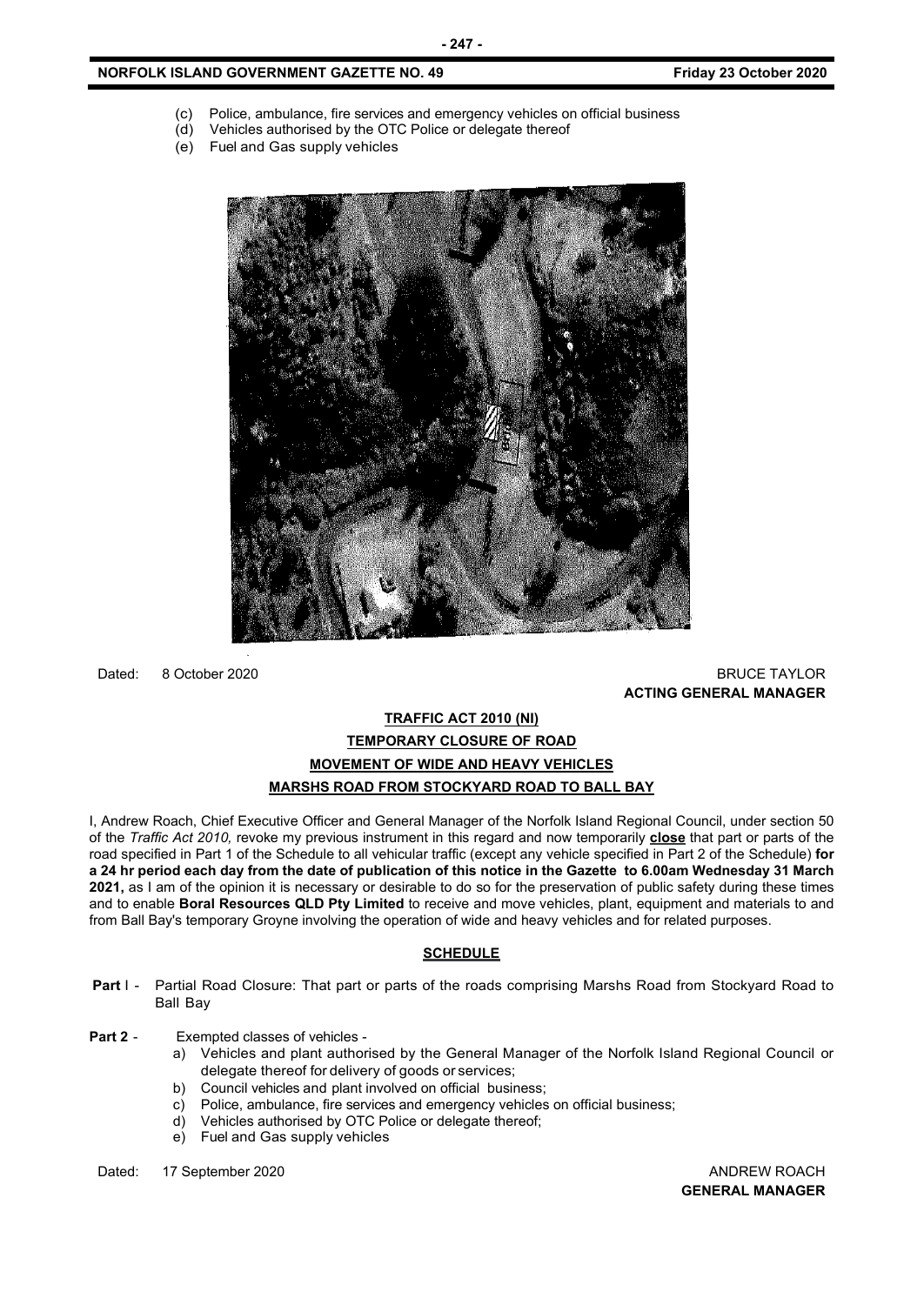(c) Police, ambulance, fire services and emergency vehicles on official business
(d) Vehicles authorised by the OTC Police or delegate thereof
(e) Fuel and Gas supply vehicles

Dated: 8 October 2020

BRUCE TAYLOR
**ACTING GENERAL MANAGER**

**TRAFFIC ACT 2010 (NI)**

**TEMPORARY CLOSURE OF ROAD**

**MOVEMENT OF WIDE AND HEAVY VEHICLES**

**MARSHS ROAD FROM STOCKYARD ROAD TO BALL BAY**

I, Andrew Roach, Chief Executive Officer and General Manager of the Norfolk Island Regional Council, under section 50 of the *Traffic Act 2010,* revoke my previous instrument in this regard and now temporarily **close** that part or parts of the road specified in Part 1 of the Schedule to all vehicular traffic (except any vehicle specified in Part 2 of the Schedule) **for a 24 hr period each day from the date of publication of this notice in the Gazette to 6.00am Wednesday 31 March 2021,** as I am of the opinion it is necessary or desirable to do so for the preservation of public safety during these times and to enable **Boral Resources QLD Pty Limited** to receive and move vehicles, plant, equipment and materials to and from Ball Bay's temporary Groyne involving the operation of wide and heavy vehicles and for related purposes.

**SCHEDULE**

**Part** I - Partial Road Closure: That part or parts of the roads comprising Marshs Road from Stockyard Road to Ball Bay

**Part 2** - Exempted classes of vehicles -

a) Vehicles and plant authorised by the General Manager of the Norfolk Island Regional Council or delegate thereof for delivery of goods or services;
b) Council vehicles and plant involved on official business;
c) Police, ambulance, fire services and emergency vehicles on official business;
d) Vehicles authorised by OTC Police or delegate thereof;
e) Fuel and Gas supply vehicles

Dated: 17 September 2020

ANDREW ROACH
**GENERAL MANAGER**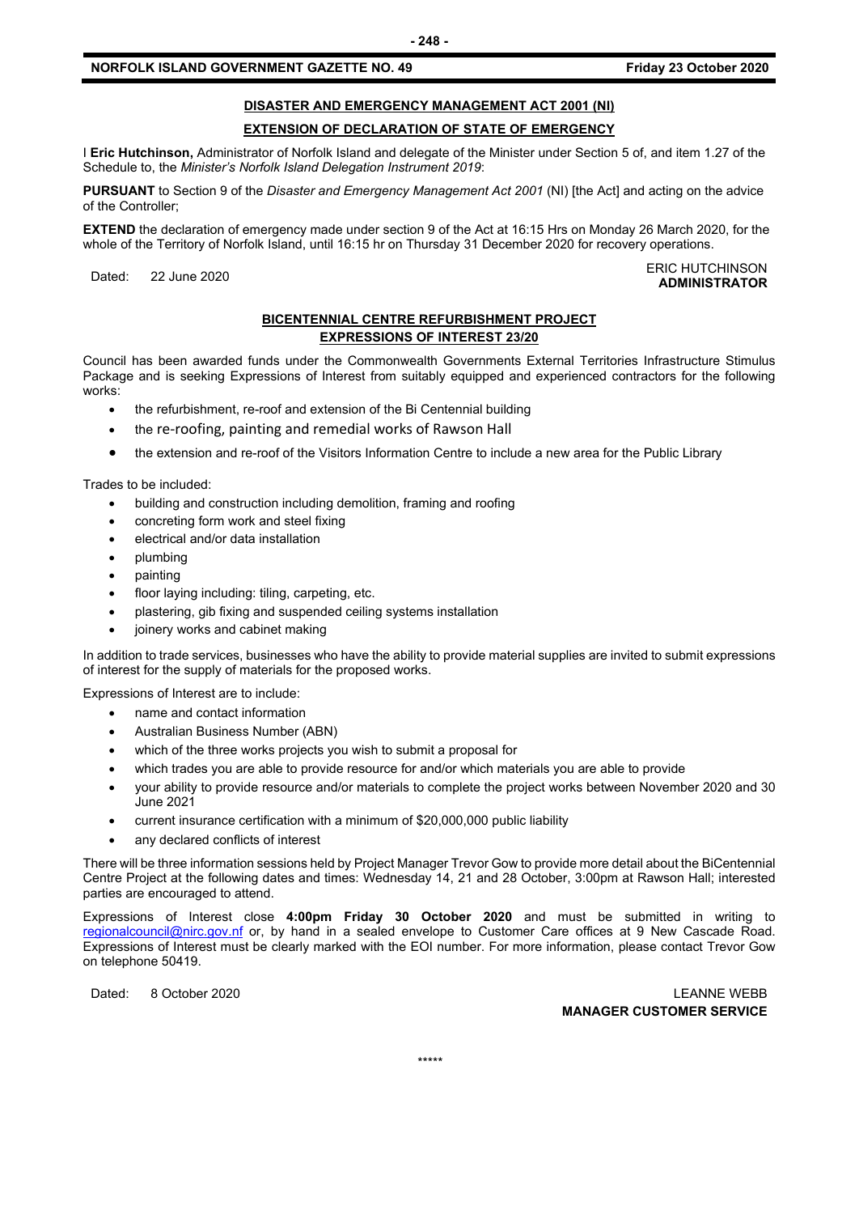## DISASTER AND EMERGENCY MANAGEMENT ACT 2001 (NI)

## EXTENSION OF DECLARATION OF STATE OF EMERGENCY

I **Eric Hutchinson,** Administrator of Norfolk Island and delegate of the Minister under Section 5 of, and item 1.27 of the Schedule to, the *Minister's Norfolk Island Delegation Instrument 2019*:

**PURSUANT** to Section 9 of the *Disaster and Emergency Management Act 2001* (NI) [the Act] and acting on the advice of the Controller;

**EXTEND** the declaration of emergency made under section 9 of the Act at 16:15 Hrs on Monday 26 March 2020, for the whole of the Territory of Norfolk Island, until 16:15 hr on Thursday 31 December 2020 for recovery operations.

Dated: 22 June 2020

ERIC HUTCHINSON
**ADMINISTRATOR**

## BICENTENNIAL CENTRE REFURBISHMENT PROJECT
## EXPRESSIONS OF INTEREST 23/20

Council has been awarded funds under the Commonwealth Governments External Territories Infrastructure Stimulus Package and is seeking Expressions of Interest from suitably equipped and experienced contractors for the following works:

- the refurbishment, re-roof and extension of the Bi Centennial building
- the re-roofing, painting and remedial works of Rawson Hall
- the extension and re-roof of the Visitors Information Centre to include a new area for the Public Library

Trades to be included:

- building and construction including demolition, framing and roofing
- concreting form work and steel fixing
- electrical and/or data installation
- plumbing
- painting
- floor laying including: tiling, carpeting, etc.
- plastering, gib fixing and suspended ceiling systems installation
- joinery works and cabinet making

In addition to trade services, businesses who have the ability to provide material supplies are invited to submit expressions of interest for the supply of materials for the proposed works.

Expressions of Interest are to include:

- name and contact information
- Australian Business Number (ABN)
- which of the three works projects you wish to submit a proposal for
- which trades you are able to provide resource for and/or which materials you are able to provide
- your ability to provide resource and/or materials to complete the project works between November 2020 and 30 June 2021
- current insurance certification with a minimum of $20,000,000 public liability
- any declared conflicts of interest

There will be three information sessions held by Project Manager Trevor Gow to provide more detail about the BiCentennial Centre Project at the following dates and times: Wednesday 14, 21 and 28 October, 3:00pm at Rawson Hall; interested parties are encouraged to attend.

Expressions of Interest close **4:00pm Friday 30 October 2020** and must be submitted in writing to regionalcouncil@nirc.gov.nf or, by hand in a sealed envelope to Customer Care offices at 9 New Cascade Road. Expressions of Interest must be clearly marked with the EOI number. For more information, please contact Trevor Gow on telephone 50419.

Dated: 8 October 2020

LEANNE WEBB
**MANAGER CUSTOMER SERVICE**

\*\*\*\*\*